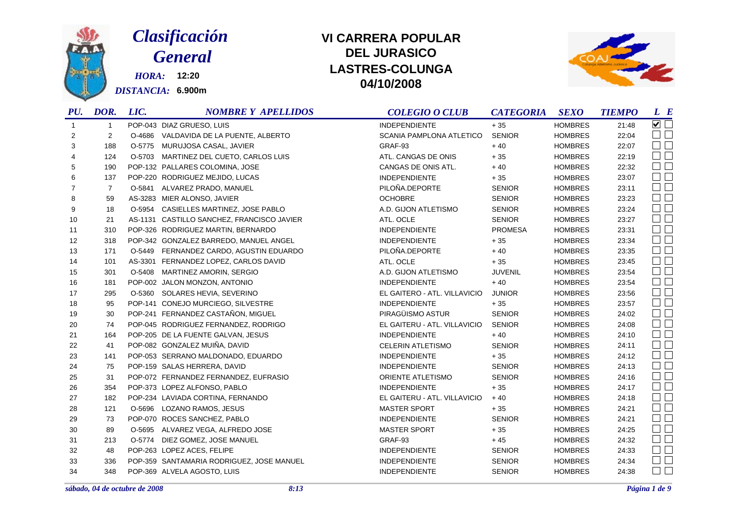# Clasificación General

*HORA:* **12:20**

*DISTANCIA:* **6.900m**

## VI CARRERA POPULAR DEL JURASICO LASTRES-COLUNGA 04/10/2008

| PU. | DOR. | LIC. | NOMBRE Y APELLIDOS | COLEGIO O CLUB | CATEGORIA | SEXO | TIEMPO | L | E |
|---|---|---|---|---|---|---|---|---|---|
| 1 | 1 | POP-043 | DIAZ GRUESO, LUIS | INDEPENDIENTE | + 35 | HOMBRES | 21:48 | ☑ | ☐ |
| 2 | 2 | O-4686 | VALDAVIDA DE LA PUENTE, ALBERTO | SCANIA PAMPLONA ATLETICO | SENIOR | HOMBRES | 22:04 | ☐ | ☐ |
| 3 | 188 | O-5775 | MURUJOSA CASAL, JAVIER | GRAF-93 | + 40 | HOMBRES | 22:07 | ☐ | ☐ |
| 4 | 124 | O-5703 | MARTINEZ DEL CUETO, CARLOS LUIS | ATL. CANGAS DE ONIS | + 35 | HOMBRES | 22:19 | ☐ | ☐ |
| 5 | 190 | POP-132 | PALLARES COLOMINA, JOSE | CANGAS DE ONIS ATL. | + 40 | HOMBRES | 22:32 | ☐ | ☐ |
| 6 | 137 | POP-220 | RODRIGUEZ MEJIDO, LUCAS | INDEPENDIENTE | + 35 | HOMBRES | 23:07 | ☐ | ☐ |
| 7 | 7 | O-5841 | ALVAREZ PRADO, MANUEL | PILOÑA.DEPORTE | SENIOR | HOMBRES | 23:11 | ☐ | ☐ |
| 8 | 59 | AS-3283 | MIER ALONSO, JAVIER | OCHOBRE | SENIOR | HOMBRES | 23:23 | ☐ | ☐ |
| 9 | 18 | O-5954 | CASIELLES MARTINEZ, JOSE PABLO | A.D. GIJON ATLETISMO | SENIOR | HOMBRES | 23:24 | ☐ | ☐ |
| 10 | 21 | AS-1131 | CASTILLO SANCHEZ, FRANCISCO JAVIER | ATL. OCLE | SENIOR | HOMBRES | 23:27 | ☐ | ☐ |
| 11 | 310 | POP-326 | RODRIGUEZ MARTIN, BERNARDO | INDEPENDIENTE | PROMESA | HOMBRES | 23:31 | ☐ | ☐ |
| 12 | 318 | POP-342 | GONZALEZ BARREDO, MANUEL ANGEL | INDEPENDIENTE | + 35 | HOMBRES | 23:34 | ☐ | ☐ |
| 13 | 171 | O-5449 | FERNANDEZ CARDO, AGUSTIN EDUARDO | PILOÑA.DEPORTE | + 40 | HOMBRES | 23:35 | ☐ | ☐ |
| 14 | 101 | AS-3301 | FERNANDEZ LOPEZ, CARLOS DAVID | ATL. OCLE | + 35 | HOMBRES | 23:45 | ☐ | ☐ |
| 15 | 301 | O-5408 | MARTINEZ AMORIN, SERGIO | A.D. GIJON ATLETISMO | JUVENIL | HOMBRES | 23:54 | ☐ | ☐ |
| 16 | 181 | POP-002 | JALON MONZON, ANTONIO | INDEPENDIENTE | + 40 | HOMBRES | 23:54 | ☐ | ☐ |
| 17 | 295 | O-5360 | SOLARES HEVIA, SEVERINO | EL GAITERO - ATL. VILLAVICIO | JUNIOR | HOMBRES | 23:56 | ☐ | ☐ |
| 18 | 95 | POP-141 | CONEJO MURCIEGO, SILVESTRE | INDEPENDIENTE | + 35 | HOMBRES | 23:57 | ☐ | ☐ |
| 19 | 30 | POP-241 | FERNANDEZ CASTAÑON, MIGUEL | PIRAGÜISMO ASTUR | SENIOR | HOMBRES | 24:02 | ☐ | ☐ |
| 20 | 74 | POP-045 | RODRIGUEZ FERNANDEZ, RODRIGO | EL GAITERU - ATL. VILLAVICIO | SENIOR | HOMBRES | 24:08 | ☐ | ☐ |
| 21 | 164 | POP-205 | DE LA FUENTE GALVAN, JESUS | INDEPENDIENTE | + 40 | HOMBRES | 24:10 | ☐ | ☐ |
| 22 | 41 | POP-082 | GONZALEZ MUIÑA, DAVID | CELERIN ATLETISMO | SENIOR | HOMBRES | 24:11 | ☐ | ☐ |
| 23 | 141 | POP-053 | SERRANO MALDONADO, EDUARDO | INDEPENDIENTE | + 35 | HOMBRES | 24:12 | ☐ | ☐ |
| 24 | 75 | POP-159 | SALAS HERRERA, DAVID | INDEPENDIENTE | SENIOR | HOMBRES | 24:13 | ☐ | ☐ |
| 25 | 31 | POP-072 | FERNANDEZ FERNANDEZ, EUFRASIO | ORIENTE ATLETISMO | SENIOR | HOMBRES | 24:16 | ☐ | ☐ |
| 26 | 354 | POP-373 | LOPEZ ALFONSO, PABLO | INDEPENDIENTE | + 35 | HOMBRES | 24:17 | ☐ | ☐ |
| 27 | 182 | POP-234 | LAVIADA CORTINA, FERNANDO | EL GAITERU - ATL. VILLAVICIO | + 40 | HOMBRES | 24:18 | ☐ | ☐ |
| 28 | 121 | O-5696 | LOZANO RAMOS, JESUS | MASTER SPORT | + 35 | HOMBRES | 24:21 | ☐ | ☐ |
| 29 | 73 | POP-070 | ROCES SANCHEZ, PABLO | INDEPENDIENTE | SENIOR | HOMBRES | 24:21 | ☐ | ☐ |
| 30 | 89 | O-5695 | ALVAREZ VEGA, ALFREDO JOSE | MASTER SPORT | + 35 | HOMBRES | 24:25 | ☐ | ☐ |
| 31 | 213 | O-5774 | DIEZ GOMEZ, JOSE MANUEL | GRAF-93 | + 45 | HOMBRES | 24:32 | ☐ | ☐ |
| 32 | 48 | POP-263 | LOPEZ ACES, FELIPE | INDEPENDIENTE | SENIOR | HOMBRES | 24:33 | ☐ | ☐ |
| 33 | 336 | POP-359 | SANTAMARIA RODRIGUEZ, JOSE MANUEL | INDEPENDIENTE | SENIOR | HOMBRES | 24:34 | ☐ | ☐ |
| 34 | 348 | POP-369 | ALVELA AGOSTO, LUIS | INDEPENDIENTE | SENIOR | HOMBRES | 24:38 | ☐ | ☐ |

*sábado, 04 de octubre de 2008* *8:13*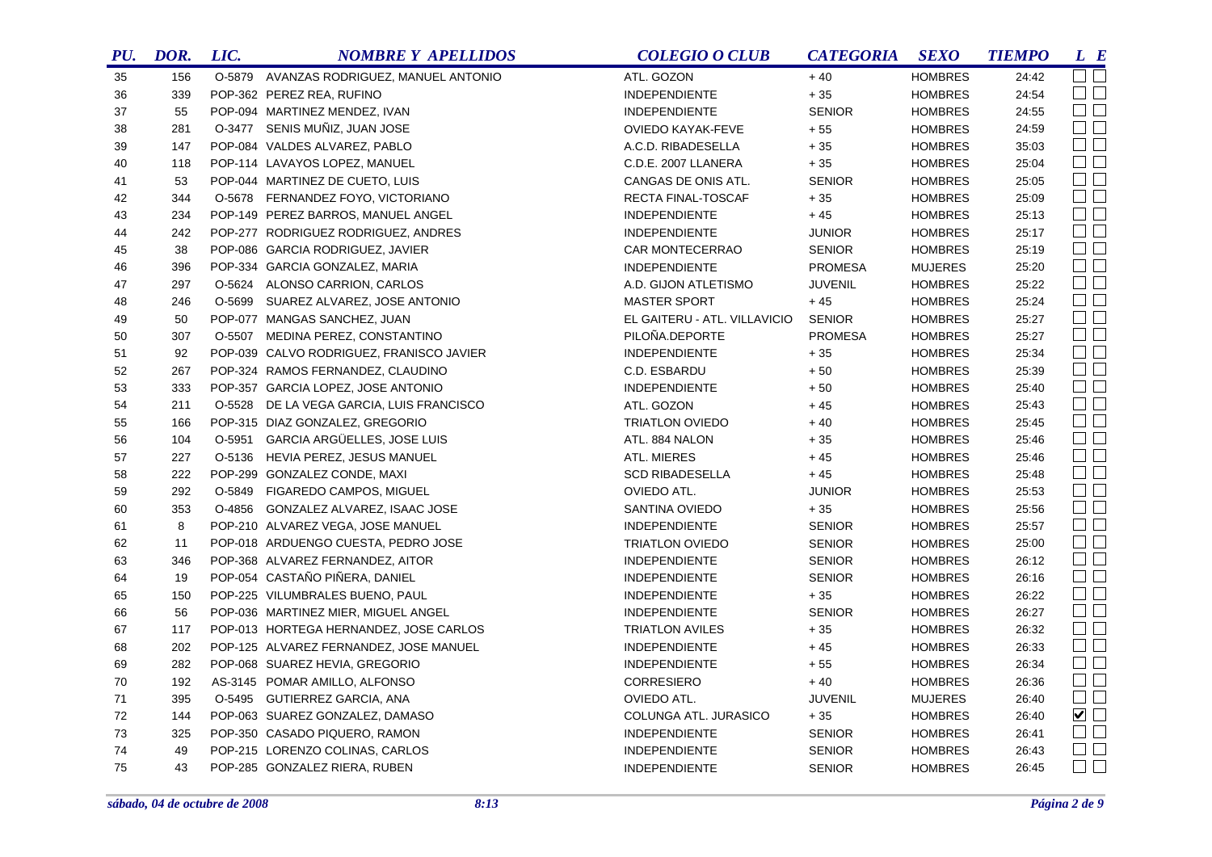| PU. | DOR. | LIC. | NOMBRE Y APELLIDOS | COLEGIO O CLUB | CATEGORIA | SEXO | TIEMPO | L | E |
|---|---|---|---|---|---|---|---|---|---|
| 35 | 156 | O-5879 | AVANZAS RODRIGUEZ, MANUEL ANTONIO | ATL. GOZON | + 40 | HOMBRES | 24:42 | ☐ | ☐ |
| 36 | 339 | POP-362 | PEREZ REA, RUFINO | INDEPENDIENTE | + 35 | HOMBRES | 24:54 | ☐ | ☐ |
| 37 | 55 | POP-094 | MARTINEZ MENDEZ, IVAN | INDEPENDIENTE | SENIOR | HOMBRES | 24:55 | ☐ | ☐ |
| 38 | 281 | O-3477 | SENIS MUÑIZ, JUAN JOSE | OVIEDO KAYAK-FEVE | + 55 | HOMBRES | 24:59 | ☐ | ☐ |
| 39 | 147 | POP-084 | VALDES ALVAREZ, PABLO | A.C.D. RIBADESELLA | + 35 | HOMBRES | 35:03 | ☐ | ☐ |
| 40 | 118 | POP-114 | LAVAYOS LOPEZ, MANUEL | C.D.E. 2007 LLANERA | + 35 | HOMBRES | 25:04 | ☐ | ☐ |
| 41 | 53 | POP-044 | MARTINEZ DE CUETO, LUIS | CANGAS DE ONIS ATL. | SENIOR | HOMBRES | 25:05 | ☐ | ☐ |
| 42 | 344 | O-5678 | FERNANDEZ FOYO, VICTORIANO | RECTA FINAL-TOSCAF | + 35 | HOMBRES | 25:09 | ☐ | ☐ |
| 43 | 234 | POP-149 | PEREZ BARROS, MANUEL ANGEL | INDEPENDIENTE | + 45 | HOMBRES | 25:13 | ☐ | ☐ |
| 44 | 242 | POP-277 | RODRIGUEZ RODRIGUEZ, ANDRES | INDEPENDIENTE | JUNIOR | HOMBRES | 25:17 | ☐ | ☐ |
| 45 | 38 | POP-086 | GARCIA RODRIGUEZ, JAVIER | CAR MONTECERRAO | SENIOR | HOMBRES | 25:19 | ☐ | ☐ |
| 46 | 396 | POP-334 | GARCIA GONZALEZ, MARIA | INDEPENDIENTE | PROMESA | MUJERES | 25:20 | ☐ | ☐ |
| 47 | 297 | O-5624 | ALONSO CARRION, CARLOS | A.D. GIJON ATLETISMO | JUVENIL | HOMBRES | 25:22 | ☐ | ☐ |
| 48 | 246 | O-5699 | SUAREZ ALVAREZ, JOSE ANTONIO | MASTER SPORT | + 45 | HOMBRES | 25:24 | ☐ | ☐ |
| 49 | 50 | POP-077 | MANGAS SANCHEZ, JUAN | EL GAITERU - ATL. VILLAVICIO | SENIOR | HOMBRES | 25:27 | ☐ | ☐ |
| 50 | 307 | O-5507 | MEDINA PEREZ, CONSTANTINO | PILOÑA.DEPORTE | PROMESA | HOMBRES | 25:27 | ☐ | ☐ |
| 51 | 92 | POP-039 | CALVO RODRIGUEZ, FRANISCO JAVIER | INDEPENDIENTE | + 35 | HOMBRES | 25:34 | ☐ | ☐ |
| 52 | 267 | POP-324 | RAMOS FERNANDEZ, CLAUDINO | C.D. ESBARDU | + 50 | HOMBRES | 25:39 | ☐ | ☐ |
| 53 | 333 | POP-357 | GARCIA LOPEZ, JOSE ANTONIO | INDEPENDIENTE | + 50 | HOMBRES | 25:40 | ☐ | ☐ |
| 54 | 211 | O-5528 | DE LA VEGA GARCIA, LUIS FRANCISCO | ATL. GOZON | + 45 | HOMBRES | 25:43 | ☐ | ☐ |
| 55 | 166 | POP-315 | DIAZ GONZALEZ, GREGORIO | TRIATLON OVIEDO | + 40 | HOMBRES | 25:45 | ☐ | ☐ |
| 56 | 104 | O-5951 | GARCIA ARGÜELLES, JOSE LUIS | ATL. 884 NALON | + 35 | HOMBRES | 25:46 | ☐ | ☐ |
| 57 | 227 | O-5136 | HEVIA PEREZ, JESUS MANUEL | ATL. MIERES | + 45 | HOMBRES | 25:46 | ☐ | ☐ |
| 58 | 222 | POP-299 | GONZALEZ CONDE, MAXI | SCD RIBADESELLA | + 45 | HOMBRES | 25:48 | ☐ | ☐ |
| 59 | 292 | O-5849 | FIGAREDO CAMPOS, MIGUEL | OVIEDO ATL. | JUNIOR | HOMBRES | 25:53 | ☐ | ☐ |
| 60 | 353 | O-4856 | GONZALEZ ALVAREZ, ISAAC JOSE | SANTINA OVIEDO | + 35 | HOMBRES | 25:56 | ☐ | ☐ |
| 61 | 8 | POP-210 | ALVAREZ VEGA, JOSE MANUEL | INDEPENDIENTE | SENIOR | HOMBRES | 25:57 | ☐ | ☐ |
| 62 | 11 | POP-018 | ARDUENGO CUESTA, PEDRO JOSE | TRIATLON OVIEDO | SENIOR | HOMBRES | 25:00 | ☐ | ☐ |
| 63 | 346 | POP-368 | ALVAREZ FERNANDEZ, AITOR | INDEPENDIENTE | SENIOR | HOMBRES | 26:12 | ☐ | ☐ |
| 64 | 19 | POP-054 | CASTAÑO PIÑERA, DANIEL | INDEPENDIENTE | SENIOR | HOMBRES | 26:16 | ☐ | ☐ |
| 65 | 150 | POP-225 | VILUMBRALES BUENO, PAUL | INDEPENDIENTE | + 35 | HOMBRES | 26:22 | ☐ | ☐ |
| 66 | 56 | POP-036 | MARTINEZ MIER, MIGUEL ANGEL | INDEPENDIENTE | SENIOR | HOMBRES | 26:27 | ☐ | ☐ |
| 67 | 117 | POP-013 | HORTEGA HERNANDEZ, JOSE CARLOS | TRIATLON AVILES | + 35 | HOMBRES | 26:32 | ☐ | ☐ |
| 68 | 202 | POP-125 | ALVAREZ FERNANDEZ, JOSE MANUEL | INDEPENDIENTE | + 45 | HOMBRES | 26:33 | ☐ | ☐ |
| 69 | 282 | POP-068 | SUAREZ HEVIA, GREGORIO | INDEPENDIENTE | + 55 | HOMBRES | 26:34 | ☐ | ☐ |
| 70 | 192 | AS-3145 | POMAR AMILLO, ALFONSO | CORRESIERO | + 40 | HOMBRES | 26:36 | ☐ | ☐ |
| 71 | 395 | O-5495 | GUTIERREZ GARCIA, ANA | OVIEDO ATL. | JUVENIL | MUJERES | 26:40 | ☐ | ☐ |
| 72 | 144 | POP-063 | SUAREZ GONZALEZ, DAMASO | COLUNGA ATL. JURASICO | + 35 | HOMBRES | 26:40 | ☑ | ☐ |
| 73 | 325 | POP-350 | CASADO PIQUERO, RAMON | INDEPENDIENTE | SENIOR | HOMBRES | 26:41 | ☐ | ☐ |
| 74 | 49 | POP-215 | LORENZO COLINAS, CARLOS | INDEPENDIENTE | SENIOR | HOMBRES | 26:43 | ☐ | ☐ |
| 75 | 43 | POP-285 | GONZALEZ RIERA, RUBEN | INDEPENDIENTE | SENIOR | HOMBRES | 26:45 | ☐ | ☐ |

*sábado, 04 de octubre de 2008* *8:13*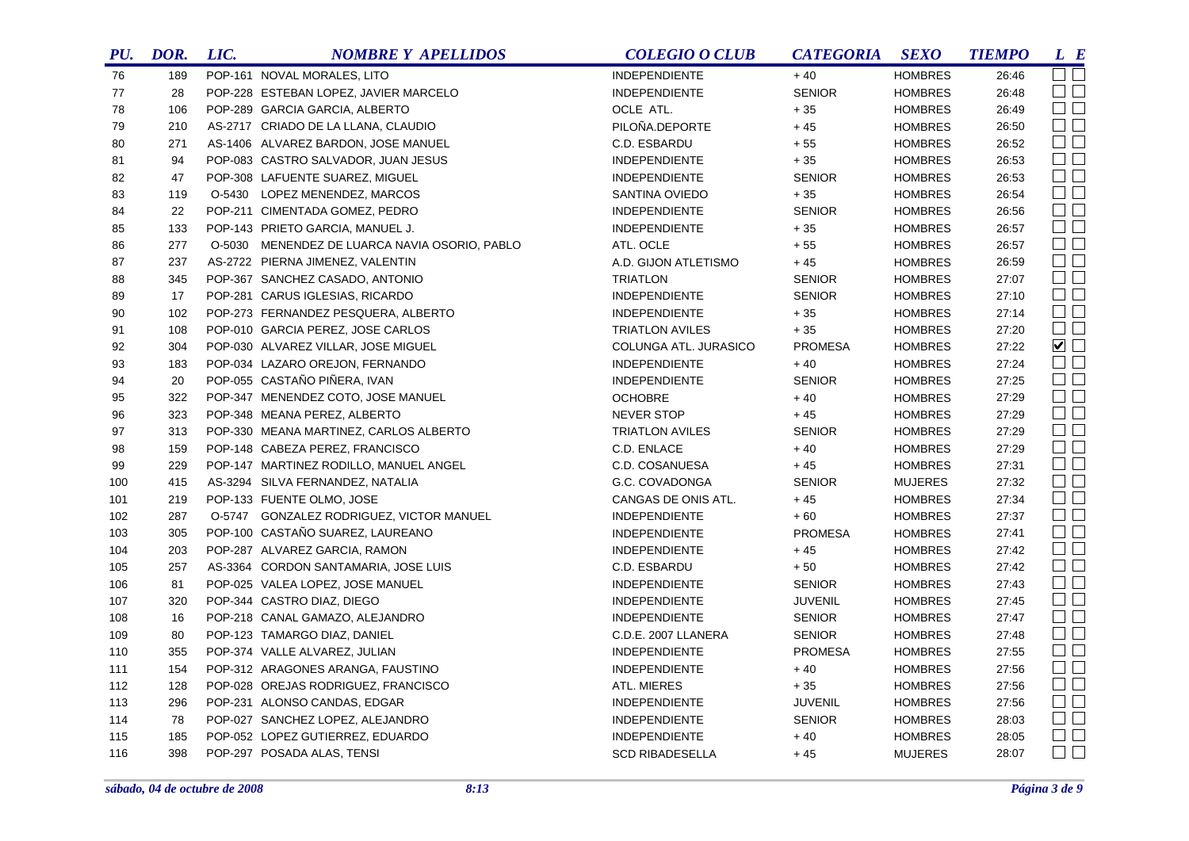| PU. | DOR. | LIC. | NOMBRE Y APELLIDOS | COLEGIO O CLUB | CATEGORIA | SEXO | TIEMPO | L | E |
|---|---|---|---|---|---|---|---|---|---|
| 76 | 189 | POP-161 | NOVAL MORALES, LITO | INDEPENDIENTE | + 40 | HOMBRES | 26:46 | ☐ | ☐ |
| 77 | 28 | POP-228 | ESTEBAN LOPEZ, JAVIER MARCELO | INDEPENDIENTE | SENIOR | HOMBRES | 26:48 | ☐ | ☐ |
| 78 | 106 | POP-289 | GARCIA GARCIA, ALBERTO | OCLE ATL. | + 35 | HOMBRES | 26:49 | ☐ | ☐ |
| 79 | 210 | AS-2717 | CRIADO DE LA LLANA, CLAUDIO | PILOÑA.DEPORTE | + 45 | HOMBRES | 26:50 | ☐ | ☐ |
| 80 | 271 | AS-1406 | ALVAREZ BARDON, JOSE MANUEL | C.D. ESBARDU | + 55 | HOMBRES | 26:52 | ☐ | ☐ |
| 81 | 94 | POP-083 | CASTRO SALVADOR, JUAN JESUS | INDEPENDIENTE | + 35 | HOMBRES | 26:53 | ☐ | ☐ |
| 82 | 47 | POP-308 | LAFUENTE SUAREZ, MIGUEL | INDEPENDIENTE | SENIOR | HOMBRES | 26:53 | ☐ | ☐ |
| 83 | 119 | O-5430 | LOPEZ MENENDEZ, MARCOS | SANTINA OVIEDO | + 35 | HOMBRES | 26:54 | ☐ | ☐ |
| 84 | 22 | POP-211 | CIMENTADA GOMEZ, PEDRO | INDEPENDIENTE | SENIOR | HOMBRES | 26:56 | ☐ | ☐ |
| 85 | 133 | POP-143 | PRIETO GARCIA, MANUEL J. | INDEPENDIENTE | + 35 | HOMBRES | 26:57 | ☐ | ☐ |
| 86 | 277 | O-5030 | MENENDEZ DE LUARCA NAVIA OSORIO, PABLO | ATL. OCLE | + 55 | HOMBRES | 26:57 | ☐ | ☐ |
| 87 | 237 | AS-2722 | PIERNA JIMENEZ, VALENTIN | A.D. GIJON ATLETISMO | + 45 | HOMBRES | 26:59 | ☐ | ☐ |
| 88 | 345 | POP-367 | SANCHEZ CASADO, ANTONIO | TRIATLON | SENIOR | HOMBRES | 27:07 | ☐ | ☐ |
| 89 | 17 | POP-281 | CARUS IGLESIAS, RICARDO | INDEPENDIENTE | SENIOR | HOMBRES | 27:10 | ☐ | ☐ |
| 90 | 102 | POP-273 | FERNANDEZ PESQUERA, ALBERTO | INDEPENDIENTE | + 35 | HOMBRES | 27:14 | ☐ | ☐ |
| 91 | 108 | POP-010 | GARCIA PEREZ, JOSE CARLOS | TRIATLON AVILES | + 35 | HOMBRES | 27:20 | ☐ | ☐ |
| 92 | 304 | POP-030 | ALVAREZ VILLAR, JOSE MIGUEL | COLUNGA ATL. JURASICO | PROMESA | HOMBRES | 27:22 | ☑ | ☐ |
| 93 | 183 | POP-034 | LAZARO OREJON, FERNANDO | INDEPENDIENTE | + 40 | HOMBRES | 27:24 | ☐ | ☐ |
| 94 | 20 | POP-055 | CASTAÑO PIÑERA, IVAN | INDEPENDIENTE | SENIOR | HOMBRES | 27:25 | ☐ | ☐ |
| 95 | 322 | POP-347 | MENENDEZ COTO, JOSE MANUEL | OCHOBRE | + 40 | HOMBRES | 27:29 | ☐ | ☐ |
| 96 | 323 | POP-348 | MEANA PEREZ, ALBERTO | NEVER STOP | + 45 | HOMBRES | 27:29 | ☐ | ☐ |
| 97 | 313 | POP-330 | MEANA MARTINEZ, CARLOS ALBERTO | TRIATLON AVILES | SENIOR | HOMBRES | 27:29 | ☐ | ☐ |
| 98 | 159 | POP-148 | CABEZA PEREZ, FRANCISCO | C.D. ENLACE | + 40 | HOMBRES | 27:29 | ☐ | ☐ |
| 99 | 229 | POP-147 | MARTINEZ RODILLO, MANUEL ANGEL | C.D. COSANUESA | + 45 | HOMBRES | 27:31 | ☐ | ☐ |
| 100 | 415 | AS-3294 | SILVA FERNANDEZ, NATALIA | G.C. COVADONGA | SENIOR | MUJERES | 27:32 | ☐ | ☐ |
| 101 | 219 | POP-133 | FUENTE OLMO, JOSE | CANGAS DE ONIS ATL. | + 45 | HOMBRES | 27:34 | ☐ | ☐ |
| 102 | 287 | O-5747 | GONZALEZ RODRIGUEZ, VICTOR MANUEL | INDEPENDIENTE | + 60 | HOMBRES | 27:37 | ☐ | ☐ |
| 103 | 305 | POP-100 | CASTAÑO SUAREZ, LAUREANO | INDEPENDIENTE | PROMESA | HOMBRES | 27:41 | ☐ | ☐ |
| 104 | 203 | POP-287 | ALVAREZ GARCIA, RAMON | INDEPENDIENTE | + 45 | HOMBRES | 27:42 | ☐ | ☐ |
| 105 | 257 | AS-3364 | CORDON SANTAMARIA, JOSE LUIS | C.D. ESBARDU | + 50 | HOMBRES | 27:42 | ☐ | ☐ |
| 106 | 81 | POP-025 | VALEA LOPEZ, JOSE MANUEL | INDEPENDIENTE | SENIOR | HOMBRES | 27:43 | ☐ | ☐ |
| 107 | 320 | POP-344 | CASTRO DIAZ, DIEGO | INDEPENDIENTE | JUVENIL | HOMBRES | 27:45 | ☐ | ☐ |
| 108 | 16 | POP-218 | CANAL GAMAZO, ALEJANDRO | INDEPENDIENTE | SENIOR | HOMBRES | 27:47 | ☐ | ☐ |
| 109 | 80 | POP-123 | TAMARGO DIAZ, DANIEL | C.D.E. 2007 LLANERA | SENIOR | HOMBRES | 27:48 | ☐ | ☐ |
| 110 | 355 | POP-374 | VALLE ALVAREZ, JULIAN | INDEPENDIENTE | PROMESA | HOMBRES | 27:55 | ☐ | ☐ |
| 111 | 154 | POP-312 | ARAGONES ARANGA, FAUSTINO | INDEPENDIENTE | + 40 | HOMBRES | 27:56 | ☐ | ☐ |
| 112 | 128 | POP-028 | OREJAS RODRIGUEZ, FRANCISCO | ATL. MIERES | + 35 | HOMBRES | 27:56 | ☐ | ☐ |
| 113 | 296 | POP-231 | ALONSO CANDAS, EDGAR | INDEPENDIENTE | JUVENIL | HOMBRES | 27:56 | ☐ | ☐ |
| 114 | 78 | POP-027 | SANCHEZ LOPEZ, ALEJANDRO | INDEPENDIENTE | SENIOR | HOMBRES | 28:03 | ☐ | ☐ |
| 115 | 185 | POP-052 | LOPEZ GUTIERREZ, EDUARDO | INDEPENDIENTE | + 40 | HOMBRES | 28:05 | ☐ | ☐ |
| 116 | 398 | POP-297 | POSADA ALAS, TENSI | SCD RIBADESELLA | + 45 | MUJERES | 28:07 | ☐ | ☐ |

*sábado, 04 de octubre de 2008* *8:13*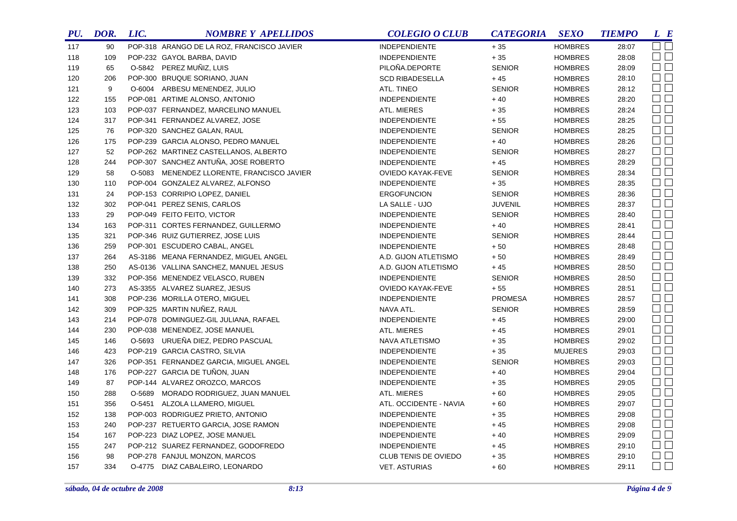| PU. | DOR. | LIC. | NOMBRE Y APELLIDOS | COLEGIO O CLUB | CATEGORIA | SEXO | TIEMPO | L | E |
|---|---|---|---|---|---|---|---|---|---|
| 117 | 90 | POP-318 | ARANGO DE LA ROZ, FRANCISCO JAVIER | INDEPENDIENTE | + 35 | HOMBRES | 28:07 | ☐ | ☐ |
| 118 | 109 | POP-232 | GAYOL BARBA, DAVID | INDEPENDIENTE | + 35 | HOMBRES | 28:08 | ☐ | ☐ |
| 119 | 65 | O-5842 | PEREZ MUÑIZ, LUIS | PILOÑA.DEPORTE | SENIOR | HOMBRES | 28:09 | ☐ | ☐ |
| 120 | 206 | POP-300 | BRUQUE SORIANO, JUAN | SCD RIBADESELLA | + 45 | HOMBRES | 28:10 | ☐ | ☐ |
| 121 | 9 | O-6004 | ARBESU MENENDEZ, JULIO | ATL. TINEO | SENIOR | HOMBRES | 28:12 | ☐ | ☐ |
| 122 | 155 | POP-081 | ARTIME ALONSO, ANTONIO | INDEPENDIENTE | + 40 | HOMBRES | 28:20 | ☐ | ☐ |
| 123 | 103 | POP-037 | FERNANDEZ, MARCELINO MANUEL | ATL. MIERES | + 35 | HOMBRES | 28:24 | ☐ | ☐ |
| 124 | 317 | POP-341 | FERNANDEZ ALVAREZ, JOSE | INDEPENDIENTE | + 55 | HOMBRES | 28:25 | ☐ | ☐ |
| 125 | 76 | POP-320 | SANCHEZ GALAN, RAUL | INDEPENDIENTE | SENIOR | HOMBRES | 28:25 | ☐ | ☐ |
| 126 | 175 | POP-239 | GARCIA ALONSO, PEDRO MANUEL | INDEPENDIENTE | + 40 | HOMBRES | 28:26 | ☐ | ☐ |
| 127 | 52 | POP-262 | MARTINEZ CASTELLANOS, ALBERTO | INDEPENDIENTE | SENIOR | HOMBRES | 28:27 | ☐ | ☐ |
| 128 | 244 | POP-307 | SANCHEZ ANTUÑA, JOSE ROBERTO | INDEPENDIENTE | + 45 | HOMBRES | 28:29 | ☐ | ☐ |
| 129 | 58 | O-5083 | MENENDEZ LLORENTE, FRANCISCO JAVIER | OVIEDO KAYAK-FEVE | SENIOR | HOMBRES | 28:34 | ☐ | ☐ |
| 130 | 110 | POP-004 | GONZALEZ ALVAREZ, ALFONSO | INDEPENDIENTE | + 35 | HOMBRES | 28:35 | ☐ | ☐ |
| 131 | 24 | POP-153 | CORRIPIO LOPEZ, DANIEL | ERGOFUNCION | SENIOR | HOMBRES | 28:36 | ☐ | ☐ |
| 132 | 302 | POP-041 | PEREZ SENIS, CARLOS | LA SALLE - UJO | JUVENIL | HOMBRES | 28:37 | ☐ | ☐ |
| 133 | 29 | POP-049 | FEITO FEITO, VICTOR | INDEPENDIENTE | SENIOR | HOMBRES | 28:40 | ☐ | ☐ |
| 134 | 163 | POP-311 | CORTES FERNANDEZ, GUILLERMO | INDEPENDIENTE | + 40 | HOMBRES | 28:41 | ☐ | ☐ |
| 135 | 321 | POP-346 | RUIZ GUTIERREZ, JOSE LUIS | INDEPENDIENTE | SENIOR | HOMBRES | 28:44 | ☐ | ☐ |
| 136 | 259 | POP-301 | ESCUDERO CABAL, ANGEL | INDEPENDIENTE | + 50 | HOMBRES | 28:48 | ☐ | ☐ |
| 137 | 264 | AS-3186 | MEANA FERNANDEZ, MIGUEL ANGEL | A.D. GIJON ATLETISMO | + 50 | HOMBRES | 28:49 | ☐ | ☐ |
| 138 | 250 | AS-0136 | VALLINA SANCHEZ, MANUEL JESUS | A.D. GIJON ATLETISMO | + 45 | HOMBRES | 28:50 | ☐ | ☐ |
| 139 | 332 | POP-356 | MENENDEZ VELASCO, RUBEN | INDEPENDIENTE | SENIOR | HOMBRES | 28:50 | ☐ | ☐ |
| 140 | 273 | AS-3355 | ALVAREZ SUAREZ, JESUS | OVIEDO KAYAK-FEVE | + 55 | HOMBRES | 28:51 | ☐ | ☐ |
| 141 | 308 | POP-236 | MORILLA OTERO, MIGUEL | INDEPENDIENTE | PROMESA | HOMBRES | 28:57 | ☐ | ☐ |
| 142 | 309 | POP-325 | MARTIN NUÑEZ, RAUL | NAVA ATL. | SENIOR | HOMBRES | 28:59 | ☐ | ☐ |
| 143 | 214 | POP-078 | DOMINGUEZ-GIL JULIANA, RAFAEL | INDEPENDIENTE | + 45 | HOMBRES | 29:00 | ☐ | ☐ |
| 144 | 230 | POP-038 | MENENDEZ, JOSE MANUEL | ATL. MIERES | + 45 | HOMBRES | 29:01 | ☐ | ☐ |
| 145 | 146 | O-5693 | URUEÑA DIEZ, PEDRO PASCUAL | NAVA ATLETISMO | + 35 | HOMBRES | 29:02 | ☐ | ☐ |
| 146 | 423 | POP-219 | GARCIA CASTRO, SILVIA | INDEPENDIENTE | + 35 | MUJERES | 29:03 | ☐ | ☐ |
| 147 | 326 | POP-351 | FERNANDEZ GARCIA, MIGUEL ANGEL | INDEPENDIENTE | SENIOR | HOMBRES | 29:03 | ☐ | ☐ |
| 148 | 176 | POP-227 | GARCIA DE TUÑON, JUAN | INDEPENDIENTE | + 40 | HOMBRES | 29:04 | ☐ | ☐ |
| 149 | 87 | POP-144 | ALVAREZ OROZCO, MARCOS | INDEPENDIENTE | + 35 | HOMBRES | 29:05 | ☐ | ☐ |
| 150 | 288 | O-5689 | MORADO RODRIGUEZ, JUAN MANUEL | ATL. MIERES | + 60 | HOMBRES | 29:05 | ☐ | ☐ |
| 151 | 356 | O-5451 | ALZOLA LLAMERO, MIGUEL | ATL. OCCIDENTE - NAVIA | + 60 | HOMBRES | 29:07 | ☐ | ☐ |
| 152 | 138 | POP-003 | RODRIGUEZ PRIETO, ANTONIO | INDEPENDIENTE | + 35 | HOMBRES | 29:08 | ☐ | ☐ |
| 153 | 240 | POP-237 | RETUERTO GARCIA, JOSE RAMON | INDEPENDIENTE | + 45 | HOMBRES | 29:08 | ☐ | ☐ |
| 154 | 167 | POP-223 | DIAZ LOPEZ, JOSE MANUEL | INDEPENDIENTE | + 40 | HOMBRES | 29:09 | ☐ | ☐ |
| 155 | 247 | POP-212 | SUAREZ FERNANDEZ, GODOFREDO | INDEPENDIENTE | + 45 | HOMBRES | 29:10 | ☐ | ☐ |
| 156 | 98 | POP-278 | FANJUL MONZON, MARCOS | CLUB TENIS DE OVIEDO | + 35 | HOMBRES | 29:10 | ☐ | ☐ |
| 157 | 334 | O-4775 | DIAZ CABALEIRO, LEONARDO | VET. ASTURIAS | + 60 | HOMBRES | 29:11 | ☐ | ☐ |

*sábado, 04 de octubre de 2008* *8:13*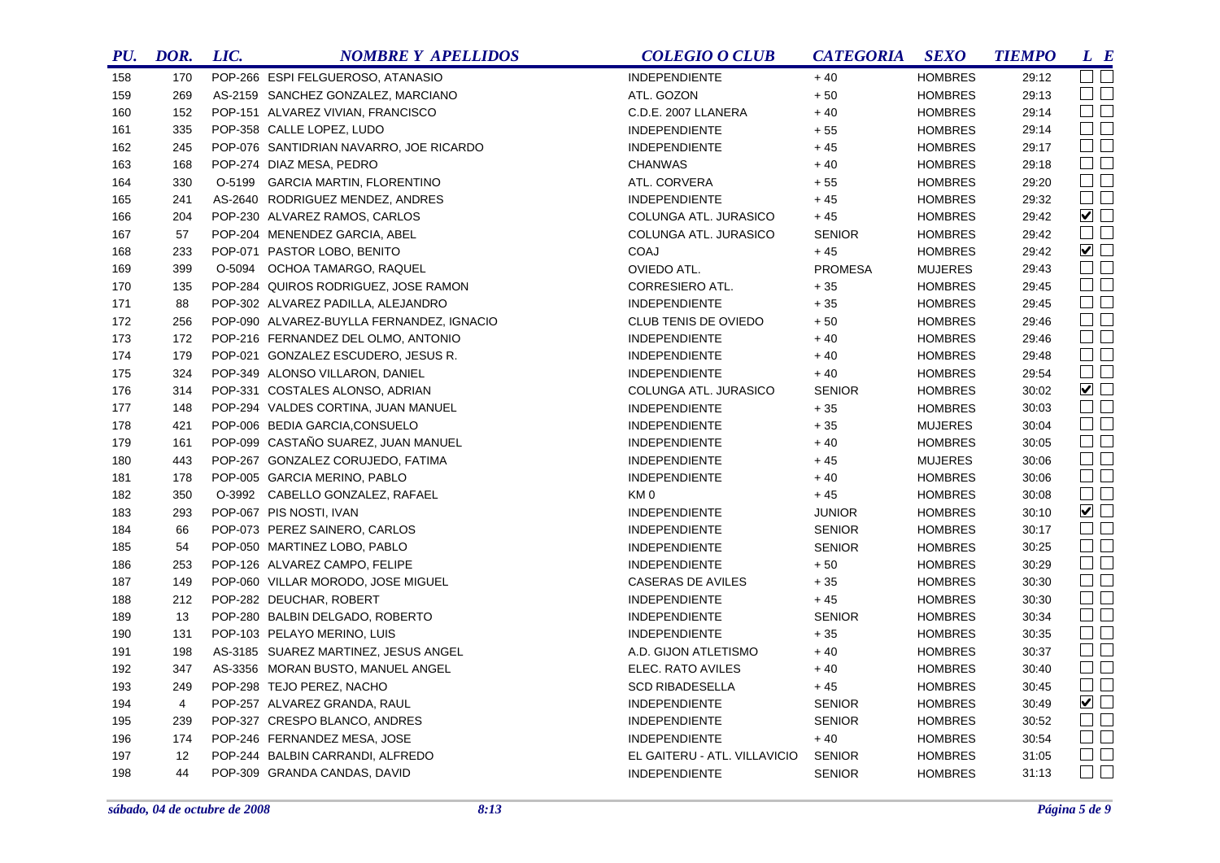| PU. | DOR. | LIC. | NOMBRE Y APELLIDOS | COLEGIO O CLUB | CATEGORIA | SEXO | TIEMPO | L | E |
|---|---|---|---|---|---|---|---|---|---|
| 158 | 170 | POP-266 | ESPI FELGUEROSO, ATANASIO | INDEPENDIENTE | + 40 | HOMBRES | 29:12 | ☐ | ☐ |
| 159 | 269 | AS-2159 | SANCHEZ GONZALEZ, MARCIANO | ATL. GOZON | + 50 | HOMBRES | 29:13 | ☐ | ☐ |
| 160 | 152 | POP-151 | ALVAREZ VIVIAN, FRANCISCO | C.D.E. 2007 LLANERA | + 40 | HOMBRES | 29:14 | ☐ | ☐ |
| 161 | 335 | POP-358 | CALLE LOPEZ, LUDO | INDEPENDIENTE | + 55 | HOMBRES | 29:14 | ☐ | ☐ |
| 162 | 245 | POP-076 | SANTIDRIAN NAVARRO, JOE RICARDO | INDEPENDIENTE | + 45 | HOMBRES | 29:17 | ☐ | ☐ |
| 163 | 168 | POP-274 | DIAZ MESA, PEDRO | CHANWAS | + 40 | HOMBRES | 29:18 | ☐ | ☐ |
| 164 | 330 | O-5199 | GARCIA MARTIN, FLORENTINO | ATL. CORVERA | + 55 | HOMBRES | 29:20 | ☐ | ☐ |
| 165 | 241 | AS-2640 | RODRIGUEZ MENDEZ, ANDRES | INDEPENDIENTE | + 45 | HOMBRES | 29:32 | ☐ | ☐ |
| 166 | 204 | POP-230 | ALVAREZ RAMOS, CARLOS | COLUNGA ATL. JURASICO | + 45 | HOMBRES | 29:42 | ☑ | ☐ |
| 167 | 57 | POP-204 | MENENDEZ GARCIA, ABEL | COLUNGA ATL. JURASICO | SENIOR | HOMBRES | 29:42 | ☐ | ☐ |
| 168 | 233 | POP-071 | PASTOR LOBO, BENITO | COAJ | + 45 | HOMBRES | 29:42 | ☑ | ☐ |
| 169 | 399 | O-5094 | OCHOA TAMARGO, RAQUEL | OVIEDO ATL. | PROMESA | MUJERES | 29:43 | ☐ | ☐ |
| 170 | 135 | POP-284 | QUIROS RODRIGUEZ, JOSE RAMON | CORRESIERO ATL. | + 35 | HOMBRES | 29:45 | ☐ | ☐ |
| 171 | 88 | POP-302 | ALVAREZ PADILLA, ALEJANDRO | INDEPENDIENTE | + 35 | HOMBRES | 29:45 | ☐ | ☐ |
| 172 | 256 | POP-090 | ALVAREZ-BUYLLA FERNANDEZ, IGNACIO | CLUB TENIS DE OVIEDO | + 50 | HOMBRES | 29:46 | ☐ | ☐ |
| 173 | 172 | POP-216 | FERNANDEZ DEL OLMO, ANTONIO | INDEPENDIENTE | + 40 | HOMBRES | 29:46 | ☐ | ☐ |
| 174 | 179 | POP-021 | GONZALEZ ESCUDERO, JESUS R. | INDEPENDIENTE | + 40 | HOMBRES | 29:48 | ☐ | ☐ |
| 175 | 324 | POP-349 | ALONSO VILLARON, DANIEL | INDEPENDIENTE | + 40 | HOMBRES | 29:54 | ☐ | ☐ |
| 176 | 314 | POP-331 | COSTALES ALONSO, ADRIAN | COLUNGA ATL. JURASICO | SENIOR | HOMBRES | 30:02 | ☑ | ☐ |
| 177 | 148 | POP-294 | VALDES CORTINA, JUAN MANUEL | INDEPENDIENTE | + 35 | HOMBRES | 30:03 | ☐ | ☐ |
| 178 | 421 | POP-006 | BEDIA GARCIA,CONSUELO | INDEPENDIENTE | + 35 | MUJERES | 30:04 | ☐ | ☐ |
| 179 | 161 | POP-099 | CASTAÑO SUAREZ, JUAN MANUEL | INDEPENDIENTE | + 40 | HOMBRES | 30:05 | ☐ | ☐ |
| 180 | 443 | POP-267 | GONZALEZ CORUJEDO, FATIMA | INDEPENDIENTE | + 45 | MUJERES | 30:06 | ☐ | ☐ |
| 181 | 178 | POP-005 | GARCIA MERINO, PABLO | INDEPENDIENTE | + 40 | HOMBRES | 30:06 | ☐ | ☐ |
| 182 | 350 | O-3992 | CABELLO GONZALEZ, RAFAEL | KM 0 | + 45 | HOMBRES | 30:08 | ☐ | ☐ |
| 183 | 293 | POP-067 | PIS NOSTI, IVAN | INDEPENDIENTE | JUNIOR | HOMBRES | 30:10 | ☑ | ☐ |
| 184 | 66 | POP-073 | PEREZ SAINERO, CARLOS | INDEPENDIENTE | SENIOR | HOMBRES | 30:17 | ☐ | ☐ |
| 185 | 54 | POP-050 | MARTINEZ LOBO, PABLO | INDEPENDIENTE | SENIOR | HOMBRES | 30:25 | ☐ | ☐ |
| 186 | 253 | POP-126 | ALVAREZ CAMPO, FELIPE | INDEPENDIENTE | + 50 | HOMBRES | 30:29 | ☐ | ☐ |
| 187 | 149 | POP-060 | VILLAR MORODO, JOSE MIGUEL | CASERAS DE AVILES | + 35 | HOMBRES | 30:30 | ☐ | ☐ |
| 188 | 212 | POP-282 | DEUCHAR, ROBERT | INDEPENDIENTE | + 45 | HOMBRES | 30:30 | ☐ | ☐ |
| 189 | 13 | POP-280 | BALBIN DELGADO, ROBERTO | INDEPENDIENTE | SENIOR | HOMBRES | 30:34 | ☐ | ☐ |
| 190 | 131 | POP-103 | PELAYO MERINO, LUIS | INDEPENDIENTE | + 35 | HOMBRES | 30:35 | ☐ | ☐ |
| 191 | 198 | AS-3185 | SUAREZ MARTINEZ, JESUS ANGEL | A.D. GIJON ATLETISMO | + 40 | HOMBRES | 30:37 | ☐ | ☐ |
| 192 | 347 | AS-3356 | MORAN BUSTO, MANUEL ANGEL | ELEC. RATO AVILES | + 40 | HOMBRES | 30:40 | ☐ | ☐ |
| 193 | 249 | POP-298 | TEJO PEREZ, NACHO | SCD RIBADESELLA | + 45 | HOMBRES | 30:45 | ☐ | ☐ |
| 194 | 4 | POP-257 | ALVAREZ GRANDA, RAUL | INDEPENDIENTE | SENIOR | HOMBRES | 30:49 | ☑ | ☐ |
| 195 | 239 | POP-327 | CRESPO BLANCO, ANDRES | INDEPENDIENTE | SENIOR | HOMBRES | 30:52 | ☐ | ☐ |
| 196 | 174 | POP-246 | FERNANDEZ MESA, JOSE | INDEPENDIENTE | + 40 | HOMBRES | 30:54 | ☐ | ☐ |
| 197 | 12 | POP-244 | BALBIN CARRANDI, ALFREDO | EL GAITERU - ATL. VILLAVICIO | SENIOR | HOMBRES | 31:05 | ☐ | ☐ |
| 198 | 44 | POP-309 | GRANDA CANDAS, DAVID | INDEPENDIENTE | SENIOR | HOMBRES | 31:13 | ☐ | ☐ |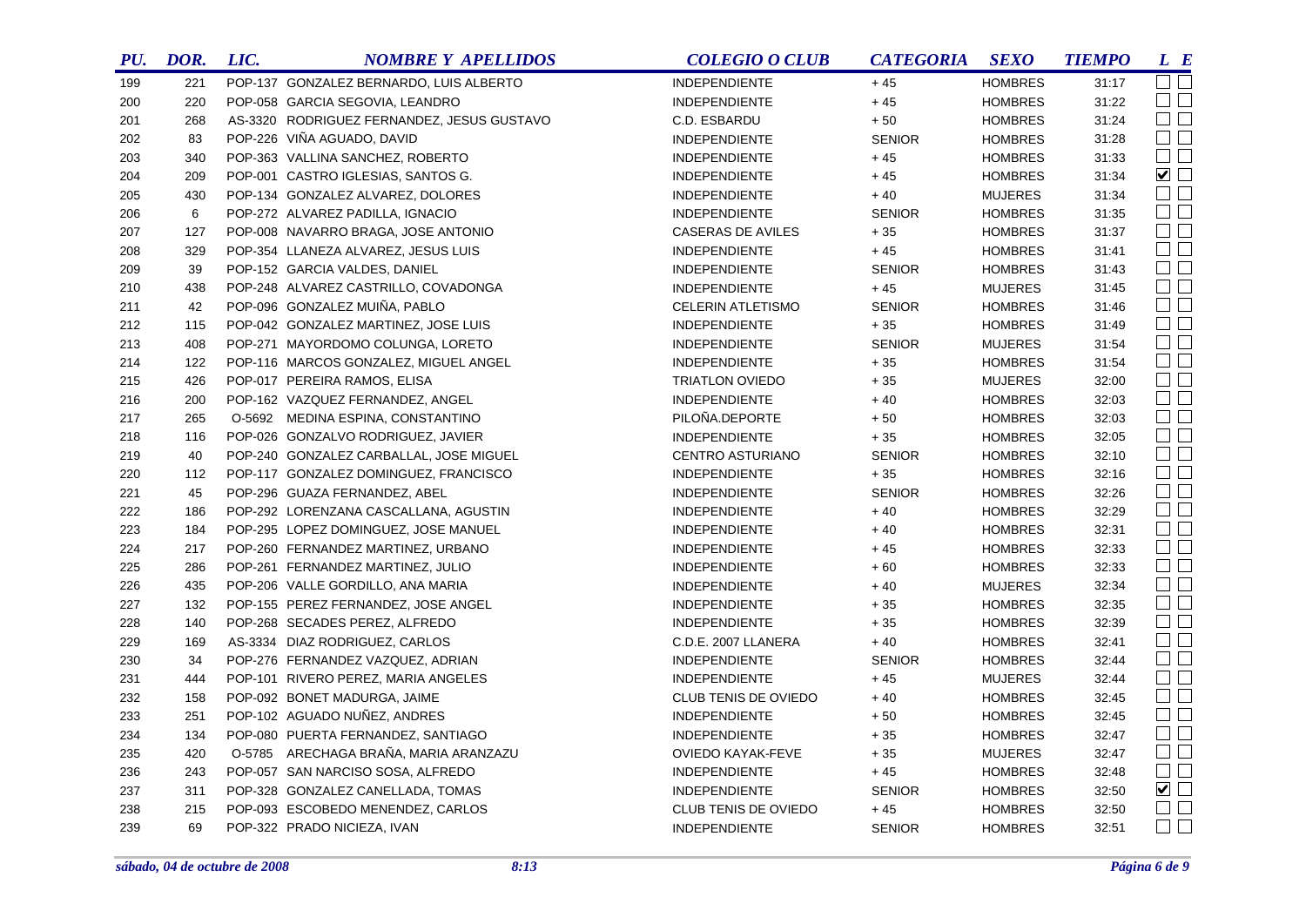| PU. | DOR. | LIC. | NOMBRE Y APELLIDOS | COLEGIO O CLUB | CATEGORIA | SEXO | TIEMPO | L | E |
|---|---|---|---|---|---|---|---|---|---|
| 199 | 221 | POP-137 | GONZALEZ BERNARDO, LUIS ALBERTO | INDEPENDIENTE | + 45 | HOMBRES | 31:17 | ☐ | ☐ |
| 200 | 220 | POP-058 | GARCIA SEGOVIA, LEANDRO | INDEPENDIENTE | + 45 | HOMBRES | 31:22 | ☐ | ☐ |
| 201 | 268 | AS-3320 | RODRIGUEZ FERNANDEZ, JESUS GUSTAVO | C.D. ESBARDU | + 50 | HOMBRES | 31:24 | ☐ | ☐ |
| 202 | 83 | POP-226 | VIÑA AGUADO, DAVID | INDEPENDIENTE | SENIOR | HOMBRES | 31:28 | ☐ | ☐ |
| 203 | 340 | POP-363 | VALLINA SANCHEZ, ROBERTO | INDEPENDIENTE | + 45 | HOMBRES | 31:33 | ☐ | ☐ |
| 204 | 209 | POP-001 | CASTRO IGLESIAS, SANTOS G. | INDEPENDIENTE | + 45 | HOMBRES | 31:34 | ☑ | ☐ |
| 205 | 430 | POP-134 | GONZALEZ ALVAREZ, DOLORES | INDEPENDIENTE | + 40 | MUJERES | 31:34 | ☐ | ☐ |
| 206 | 6 | POP-272 | ALVAREZ PADILLA, IGNACIO | INDEPENDIENTE | SENIOR | HOMBRES | 31:35 | ☐ | ☐ |
| 207 | 127 | POP-008 | NAVARRO BRAGA, JOSE ANTONIO | CASERAS DE AVILES | + 35 | HOMBRES | 31:37 | ☐ | ☐ |
| 208 | 329 | POP-354 | LLANEZA ALVAREZ, JESUS LUIS | INDEPENDIENTE | + 45 | HOMBRES | 31:41 | ☐ | ☐ |
| 209 | 39 | POP-152 | GARCIA VALDES, DANIEL | INDEPENDIENTE | SENIOR | HOMBRES | 31:43 | ☐ | ☐ |
| 210 | 438 | POP-248 | ALVAREZ CASTRILLO, COVADONGA | INDEPENDIENTE | + 45 | MUJERES | 31:45 | ☐ | ☐ |
| 211 | 42 | POP-096 | GONZALEZ MUIÑA, PABLO | CELERIN ATLETISMO | SENIOR | HOMBRES | 31:46 | ☐ | ☐ |
| 212 | 115 | POP-042 | GONZALEZ MARTINEZ, JOSE LUIS | INDEPENDIENTE | + 35 | HOMBRES | 31:49 | ☐ | ☐ |
| 213 | 408 | POP-271 | MAYORDOMO COLUNGA, LORETO | INDEPENDIENTE | SENIOR | MUJERES | 31:54 | ☐ | ☐ |
| 214 | 122 | POP-116 | MARCOS GONZALEZ, MIGUEL ANGEL | INDEPENDIENTE | + 35 | HOMBRES | 31:54 | ☐ | ☐ |
| 215 | 426 | POP-017 | PEREIRA RAMOS, ELISA | TRIATLON OVIEDO | + 35 | MUJERES | 32:00 | ☐ | ☐ |
| 216 | 200 | POP-162 | VAZQUEZ FERNANDEZ, ANGEL | INDEPENDIENTE | + 40 | HOMBRES | 32:03 | ☐ | ☐ |
| 217 | 265 | O-5692 | MEDINA ESPINA, CONSTANTINO | PILOÑA.DEPORTE | + 50 | HOMBRES | 32:03 | ☐ | ☐ |
| 218 | 116 | POP-026 | GONZALVO RODRIGUEZ, JAVIER | INDEPENDIENTE | + 35 | HOMBRES | 32:05 | ☐ | ☐ |
| 219 | 40 | POP-240 | GONZALEZ CARBALLAL, JOSE MIGUEL | CENTRO ASTURIANO | SENIOR | HOMBRES | 32:10 | ☐ | ☐ |
| 220 | 112 | POP-117 | GONZALEZ DOMINGUEZ, FRANCISCO | INDEPENDIENTE | + 35 | HOMBRES | 32:16 | ☐ | ☐ |
| 221 | 45 | POP-296 | GUAZA FERNANDEZ, ABEL | INDEPENDIENTE | SENIOR | HOMBRES | 32:26 | ☐ | ☐ |
| 222 | 186 | POP-292 | LORENZANA CASCALLANA, AGUSTIN | INDEPENDIENTE | + 40 | HOMBRES | 32:29 | ☐ | ☐ |
| 223 | 184 | POP-295 | LOPEZ DOMINGUEZ, JOSE MANUEL | INDEPENDIENTE | + 40 | HOMBRES | 32:31 | ☐ | ☐ |
| 224 | 217 | POP-260 | FERNANDEZ MARTINEZ, URBANO | INDEPENDIENTE | + 45 | HOMBRES | 32:33 | ☐ | ☐ |
| 225 | 286 | POP-261 | FERNANDEZ MARTINEZ, JULIO | INDEPENDIENTE | + 60 | HOMBRES | 32:33 | ☐ | ☐ |
| 226 | 435 | POP-206 | VALLE GORDILLO, ANA MARIA | INDEPENDIENTE | + 40 | MUJERES | 32:34 | ☐ | ☐ |
| 227 | 132 | POP-155 | PEREZ FERNANDEZ, JOSE ANGEL | INDEPENDIENTE | + 35 | HOMBRES | 32:35 | ☐ | ☐ |
| 228 | 140 | POP-268 | SECADES PEREZ, ALFREDO | INDEPENDIENTE | + 35 | HOMBRES | 32:39 | ☐ | ☐ |
| 229 | 169 | AS-3334 | DIAZ RODRIGUEZ, CARLOS | C.D.E. 2007 LLANERA | + 40 | HOMBRES | 32:41 | ☐ | ☐ |
| 230 | 34 | POP-276 | FERNANDEZ VAZQUEZ, ADRIAN | INDEPENDIENTE | SENIOR | HOMBRES | 32:44 | ☐ | ☐ |
| 231 | 444 | POP-101 | RIVERO PEREZ, MARIA ANGELES | INDEPENDIENTE | + 45 | MUJERES | 32:44 | ☐ | ☐ |
| 232 | 158 | POP-092 | BONET MADURGA, JAIME | CLUB TENIS DE OVIEDO | + 40 | HOMBRES | 32:45 | ☐ | ☐ |
| 233 | 251 | POP-102 | AGUADO NUÑEZ, ANDRES | INDEPENDIENTE | + 50 | HOMBRES | 32:45 | ☐ | ☐ |
| 234 | 134 | POP-080 | PUERTA FERNANDEZ, SANTIAGO | INDEPENDIENTE | + 35 | HOMBRES | 32:47 | ☐ | ☐ |
| 235 | 420 | O-5785 | ARECHAGA BRAÑA, MARIA ARANZAZU | OVIEDO KAYAK-FEVE | + 35 | MUJERES | 32:47 | ☐ | ☐ |
| 236 | 243 | POP-057 | SAN NARCISO SOSA, ALFREDO | INDEPENDIENTE | + 45 | HOMBRES | 32:48 | ☐ | ☐ |
| 237 | 311 | POP-328 | GONZALEZ CANELLADA, TOMAS | INDEPENDIENTE | SENIOR | HOMBRES | 32:50 | ☑ | ☐ |
| 238 | 215 | POP-093 | ESCOBEDO MENENDEZ, CARLOS | CLUB TENIS DE OVIEDO | + 45 | HOMBRES | 32:50 | ☐ | ☐ |
| 239 | 69 | POP-322 | PRADO NICIEZA, IVAN | INDEPENDIENTE | SENIOR | HOMBRES | 32:51 | ☐ | ☐ |

*sábado, 04 de octubre de 2008* *8:13*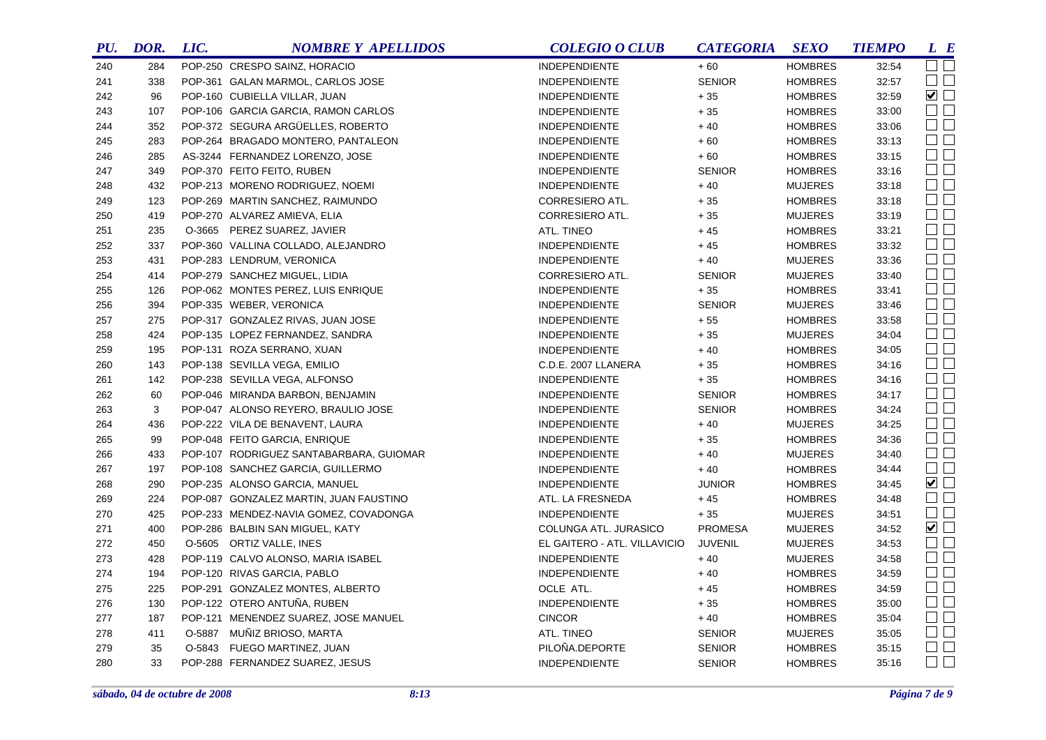| PU. | DOR. | LIC. | NOMBRE Y APELLIDOS | COLEGIO O CLUB | CATEGORIA | SEXO | TIEMPO | L | E |
|---|---|---|---|---|---|---|---|---|---|
| 240 | 284 | POP-250 | CRESPO SAINZ, HORACIO | INDEPENDIENTE | + 60 | HOMBRES | 32:54 | ☐ | ☐ |
| 241 | 338 | POP-361 | GALAN MARMOL, CARLOS JOSE | INDEPENDIENTE | SENIOR | HOMBRES | 32:57 | ☐ | ☐ |
| 242 | 96 | POP-160 | CUBIELLA VILLAR, JUAN | INDEPENDIENTE | + 35 | HOMBRES | 32:59 | ☑ | ☐ |
| 243 | 107 | POP-106 | GARCIA GARCIA, RAMON CARLOS | INDEPENDIENTE | + 35 | HOMBRES | 33:00 | ☐ | ☐ |
| 244 | 352 | POP-372 | SEGURA ARGÜELLES, ROBERTO | INDEPENDIENTE | + 40 | HOMBRES | 33:06 | ☐ | ☐ |
| 245 | 283 | POP-264 | BRAGADO MONTERO, PANTALEON | INDEPENDIENTE | + 60 | HOMBRES | 33:13 | ☐ | ☐ |
| 246 | 285 | AS-3244 | FERNANDEZ LORENZO, JOSE | INDEPENDIENTE | + 60 | HOMBRES | 33:15 | ☐ | ☐ |
| 247 | 349 | POP-370 | FEITO FEITO, RUBEN | INDEPENDIENTE | SENIOR | HOMBRES | 33:16 | ☐ | ☐ |
| 248 | 432 | POP-213 | MORENO RODRIGUEZ, NOEMI | INDEPENDIENTE | + 40 | MUJERES | 33:18 | ☐ | ☐ |
| 249 | 123 | POP-269 | MARTIN SANCHEZ, RAIMUNDO | CORRESIERO ATL. | + 35 | HOMBRES | 33:18 | ☐ | ☐ |
| 250 | 419 | POP-270 | ALVAREZ AMIEVA, ELIA | CORRESIERO ATL. | + 35 | MUJERES | 33:19 | ☐ | ☐ |
| 251 | 235 | O-3665 | PEREZ SUAREZ, JAVIER | ATL. TINEO | + 45 | HOMBRES | 33:21 | ☐ | ☐ |
| 252 | 337 | POP-360 | VALLINA COLLADO, ALEJANDRO | INDEPENDIENTE | + 45 | HOMBRES | 33:32 | ☐ | ☐ |
| 253 | 431 | POP-283 | LENDRUM, VERONICA | INDEPENDIENTE | + 40 | MUJERES | 33:36 | ☐ | ☐ |
| 254 | 414 | POP-279 | SANCHEZ MIGUEL, LIDIA | CORRESIERO ATL. | SENIOR | MUJERES | 33:40 | ☐ | ☐ |
| 255 | 126 | POP-062 | MONTES PEREZ, LUIS ENRIQUE | INDEPENDIENTE | + 35 | HOMBRES | 33:41 | ☐ | ☐ |
| 256 | 394 | POP-335 | WEBER, VERONICA | INDEPENDIENTE | SENIOR | MUJERES | 33:46 | ☐ | ☐ |
| 257 | 275 | POP-317 | GONZALEZ RIVAS, JUAN JOSE | INDEPENDIENTE | + 55 | HOMBRES | 33:58 | ☐ | ☐ |
| 258 | 424 | POP-135 | LOPEZ FERNANDEZ, SANDRA | INDEPENDIENTE | + 35 | MUJERES | 34:04 | ☐ | ☐ |
| 259 | 195 | POP-131 | ROZA SERRANO, XUAN | INDEPENDIENTE | + 40 | HOMBRES | 34:05 | ☐ | ☐ |
| 260 | 143 | POP-138 | SEVILLA VEGA, EMILIO | C.D.E. 2007 LLANERA | + 35 | HOMBRES | 34:16 | ☐ | ☐ |
| 261 | 142 | POP-238 | SEVILLA VEGA, ALFONSO | INDEPENDIENTE | + 35 | HOMBRES | 34:16 | ☐ | ☐ |
| 262 | 60 | POP-046 | MIRANDA BARBON, BENJAMIN | INDEPENDIENTE | SENIOR | HOMBRES | 34:17 | ☐ | ☐ |
| 263 | 3 | POP-047 | ALONSO REYERO, BRAULIO JOSE | INDEPENDIENTE | SENIOR | HOMBRES | 34:24 | ☐ | ☐ |
| 264 | 436 | POP-222 | VILA DE BENAVENT, LAURA | INDEPENDIENTE | + 40 | MUJERES | 34:25 | ☐ | ☐ |
| 265 | 99 | POP-048 | FEITO GARCIA, ENRIQUE | INDEPENDIENTE | + 35 | HOMBRES | 34:36 | ☐ | ☐ |
| 266 | 433 | POP-107 | RODRIGUEZ SANTABARBARA, GUIOMAR | INDEPENDIENTE | + 40 | MUJERES | 34:40 | ☐ | ☐ |
| 267 | 197 | POP-108 | SANCHEZ GARCIA, GUILLERMO | INDEPENDIENTE | + 40 | HOMBRES | 34:44 | ☐ | ☐ |
| 268 | 290 | POP-235 | ALONSO GARCIA, MANUEL | INDEPENDIENTE | JUNIOR | HOMBRES | 34:45 | ☑ | ☐ |
| 269 | 224 | POP-087 | GONZALEZ MARTIN, JUAN FAUSTINO | ATL. LA FRESNEDA | + 45 | HOMBRES | 34:48 | ☐ | ☐ |
| 270 | 425 | POP-233 | MENDEZ-NAVIA GOMEZ, COVADONGA | INDEPENDIENTE | + 35 | MUJERES | 34:51 | ☐ | ☐ |
| 271 | 400 | POP-286 | BALBIN SAN MIGUEL, KATY | COLUNGA ATL. JURASICO | PROMESA | MUJERES | 34:52 | ☑ | ☐ |
| 272 | 450 | O-5605 | ORTIZ VALLE, INES | EL GAITERO - ATL. VILLAVICIO | JUVENIL | MUJERES | 34:53 | ☐ | ☐ |
| 273 | 428 | POP-119 | CALVO ALONSO, MARIA ISABEL | INDEPENDIENTE | + 40 | MUJERES | 34:58 | ☐ | ☐ |
| 274 | 194 | POP-120 | RIVAS GARCIA, PABLO | INDEPENDIENTE | + 40 | HOMBRES | 34:59 | ☐ | ☐ |
| 275 | 225 | POP-291 | GONZALEZ MONTES, ALBERTO | OCLE ATL. | + 45 | HOMBRES | 34:59 | ☐ | ☐ |
| 276 | 130 | POP-122 | OTERO ANTUÑA, RUBEN | INDEPENDIENTE | + 35 | HOMBRES | 35:00 | ☐ | ☐ |
| 277 | 187 | POP-121 | MENENDEZ SUAREZ, JOSE MANUEL | CINCOR | + 40 | HOMBRES | 35:04 | ☐ | ☐ |
| 278 | 411 | O-5887 | MUÑIZ BRIOSO, MARTA | ATL. TINEO | SENIOR | MUJERES | 35:05 | ☐ | ☐ |
| 279 | 35 | O-5843 | FUEGO MARTINEZ, JUAN | PILOÑA.DEPORTE | SENIOR | HOMBRES | 35:15 | ☐ | ☐ |
| 280 | 33 | POP-288 | FERNANDEZ SUAREZ, JESUS | INDEPENDIENTE | SENIOR | HOMBRES | 35:16 | ☐ | ☐ |

*sábado, 04 de octubre de 2008* *8:13*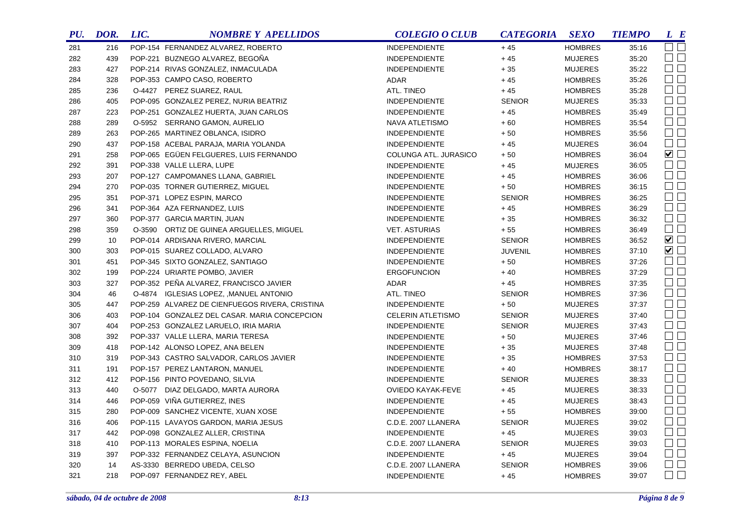| PU. | DOR. | LIC. | NOMBRE Y APELLIDOS | COLEGIO O CLUB | CATEGORIA | SEXO | TIEMPO | L | E |
|---|---|---|---|---|---|---|---|---|---|
| 281 | 216 | POP-154 | FERNANDEZ ALVAREZ, ROBERTO | INDEPENDIENTE | + 45 | HOMBRES | 35:16 | ☐ | ☐ |
| 282 | 439 | POP-221 | BUZNEGO ALVAREZ, BEGOÑA | INDEPENDIENTE | + 45 | MUJERES | 35:20 | ☐ | ☐ |
| 283 | 427 | POP-214 | RIVAS GONZALEZ, INMACULADA | INDEPENDIENTE | + 35 | MUJERES | 35:22 | ☐ | ☐ |
| 284 | 328 | POP-353 | CAMPO CASO, ROBERTO | ADAR | + 45 | HOMBRES | 35:26 | ☐ | ☐ |
| 285 | 236 | O-4427 | PEREZ SUAREZ, RAUL | ATL. TINEO | + 45 | HOMBRES | 35:28 | ☐ | ☐ |
| 286 | 405 | POP-095 | GONZALEZ PEREZ, NURIA BEATRIZ | INDEPENDIENTE | SENIOR | MUJERES | 35:33 | ☐ | ☐ |
| 287 | 223 | POP-251 | GONZALEZ HUERTA, JUAN CARLOS | INDEPENDIENTE | + 45 | HOMBRES | 35:49 | ☐ | ☐ |
| 288 | 289 | O-5952 | SERRANO GAMON, AURELIO | NAVA ATLETISMO | + 60 | HOMBRES | 35:54 | ☐ | ☐ |
| 289 | 263 | POP-265 | MARTINEZ OBLANCA, ISIDRO | INDEPENDIENTE | + 50 | HOMBRES | 35:56 | ☐ | ☐ |
| 290 | 437 | POP-158 | ACEBAL PARAJA, MARIA YOLANDA | INDEPENDIENTE | + 45 | MUJERES | 36:04 | ☐ | ☐ |
| 291 | 258 | POP-065 | EGÜEN FELGUERES, LUIS FERNANDO | COLUNGA ATL. JURASICO | + 50 | HOMBRES | 36:04 | ☑ | ☐ |
| 292 | 391 | POP-338 | VALLE LLERA, LUPE | INDEPENDIENTE | + 45 | MUJERES | 36:05 | ☐ | ☐ |
| 293 | 207 | POP-127 | CAMPOMANES LLANA, GABRIEL | INDEPENDIENTE | + 45 | HOMBRES | 36:06 | ☐ | ☐ |
| 294 | 270 | POP-035 | TORNER GUTIERREZ, MIGUEL | INDEPENDIENTE | + 50 | HOMBRES | 36:15 | ☐ | ☐ |
| 295 | 351 | POP-371 | LOPEZ ESPIN, MARCO | INDEPENDIENTE | SENIOR | HOMBRES | 36:25 | ☐ | ☐ |
| 296 | 341 | POP-364 | AZA FERNANDEZ, LUIS | INDEPENDIENTE | + 45 | HOMBRES | 36:29 | ☐ | ☐ |
| 297 | 360 | POP-377 | GARCIA MARTIN, JUAN | INDEPENDIENTE | + 35 | HOMBRES | 36:32 | ☐ | ☐ |
| 298 | 359 | O-3590 | ORTIZ DE GUINEA ARGUELLES, MIGUEL | VET. ASTURIAS | + 55 | HOMBRES | 36:49 | ☐ | ☐ |
| 299 | 10 | POP-014 | ARDISANA RIVERO, MARCIAL | INDEPENDIENTE | SENIOR | HOMBRES | 36:52 | ☑ | ☐ |
| 300 | 303 | POP-015 | SUAREZ COLLADO, ALVARO | INDEPENDIENTE | JUVENIL | HOMBRES | 37:10 | ☑ | ☐ |
| 301 | 451 | POP-345 | SIXTO GONZALEZ, SANTIAGO | INDEPENDIENTE | + 50 | HOMBRES | 37:26 | ☐ | ☐ |
| 302 | 199 | POP-224 | URIARTE POMBO, JAVIER | ERGOFUNCION | + 40 | HOMBRES | 37:29 | ☐ | ☐ |
| 303 | 327 | POP-352 | PEÑA ALVAREZ, FRANCISCO JAVIER | ADAR | + 45 | HOMBRES | 37:35 | ☐ | ☐ |
| 304 | 46 | O-4874 | IGLESIAS LOPEZ, ,MANUEL ANTONIO | ATL. TINEO | SENIOR | HOMBRES | 37:36 | ☐ | ☐ |
| 305 | 447 | POP-259 | ALVAREZ DE CIENFUEGOS RIVERA, CRISTINA | INDEPENDIENTE | + 50 | MUJERES | 37:37 | ☐ | ☐ |
| 306 | 403 | POP-104 | GONZALEZ DEL CASAR. MARIA CONCEPCION | CELERIN ATLETISMO | SENIOR | MUJERES | 37:40 | ☐ | ☐ |
| 307 | 404 | POP-253 | GONZALEZ LARUELO, IRIA MARIA | INDEPENDIENTE | SENIOR | MUJERES | 37:43 | ☐ | ☐ |
| 308 | 392 | POP-337 | VALLE LLERA, MARIA TERESA | INDEPENDIENTE | + 50 | MUJERES | 37:46 | ☐ | ☐ |
| 309 | 418 | POP-142 | ALONSO LOPEZ, ANA BELEN | INDEPENDIENTE | + 35 | MUJERES | 37:48 | ☐ | ☐ |
| 310 | 319 | POP-343 | CASTRO SALVADOR, CARLOS JAVIER | INDEPENDIENTE | + 35 | HOMBRES | 37:53 | ☐ | ☐ |
| 311 | 191 | POP-157 | PEREZ LANTARON, MANUEL | INDEPENDIENTE | + 40 | HOMBRES | 38:17 | ☐ | ☐ |
| 312 | 412 | POP-156 | PINTO POVEDANO, SILVIA | INDEPENDIENTE | SENIOR | MUJERES | 38:33 | ☐ | ☐ |
| 313 | 440 | O-5077 | DIAZ DELGADO, MARTA AURORA | OVIEDO KAYAK-FEVE | + 45 | MUJERES | 38:33 | ☐ | ☐ |
| 314 | 446 | POP-059 | VIÑA GUTIERREZ, INES | INDEPENDIENTE | + 45 | MUJERES | 38:43 | ☐ | ☐ |
| 315 | 280 | POP-009 | SANCHEZ VICENTE, XUAN XOSE | INDEPENDIENTE | + 55 | HOMBRES | 39:00 | ☐ | ☐ |
| 316 | 406 | POP-115 | LAVAYOS GARDON, MARIA JESUS | C.D.E. 2007 LLANERA | SENIOR | MUJERES | 39:02 | ☐ | ☐ |
| 317 | 442 | POP-098 | GONZALEZ ALLER, CRISTINA | INDEPENDIENTE | + 45 | MUJERES | 39:03 | ☐ | ☐ |
| 318 | 410 | POP-113 | MORALES ESPINA, NOELIA | C.D.E. 2007 LLANERA | SENIOR | MUJERES | 39:03 | ☐ | ☐ |
| 319 | 397 | POP-332 | FERNANDEZ CELAYA, ASUNCION | INDEPENDIENTE | + 45 | MUJERES | 39:04 | ☐ | ☐ |
| 320 | 14 | AS-3330 | BERREDO UBEDA, CELSO | C.D.E. 2007 LLANERA | SENIOR | HOMBRES | 39:06 | ☐ | ☐ |
| 321 | 218 | POP-097 | FERNANDEZ REY, ABEL | INDEPENDIENTE | + 45 | HOMBRES | 39:07 | ☐ | ☐ |

*sábado, 04 de octubre de 2008* *8:13*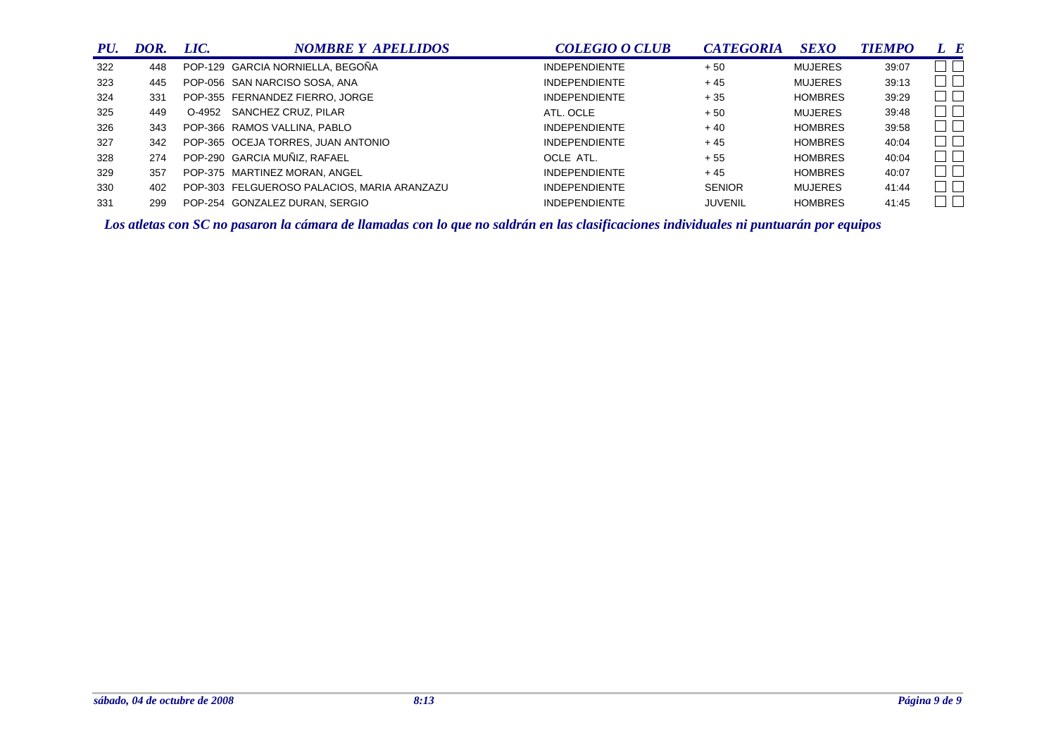| *PU.* | *DOR.* | *LIC.* | *NOMBRE Y APELLIDOS* | *COLEGIO O CLUB* | *CATEGORIA* | *SEXO* | *TIEMPO* | *L* | *E* |
|---|---|---|---|---|---|---|---|---|---|
| 322 | 448 | POP-129 | GARCIA NORNIELLA, BEGOÑA | INDEPENDIENTE | + 50 | MUJERES | 39:07 | | |
| 323 | 445 | POP-056 | SAN NARCISO SOSA, ANA | INDEPENDIENTE | + 45 | MUJERES | 39:13 | | |
| 324 | 331 | POP-355 | FERNANDEZ FIERRO, JORGE | INDEPENDIENTE | + 35 | HOMBRES | 39:29 | | |
| 325 | 449 | O-4952 | SANCHEZ CRUZ, PILAR | ATL. OCLE | + 50 | MUJERES | 39:48 | | |
| 326 | 343 | POP-366 | RAMOS VALLINA, PABLO | INDEPENDIENTE | + 40 | HOMBRES | 39:58 | | |
| 327 | 342 | POP-365 | OCEJA TORRES, JUAN ANTONIO | INDEPENDIENTE | + 45 | HOMBRES | 40:04 | | |
| 328 | 274 | POP-290 | GARCIA MUÑIZ, RAFAEL | OCLE ATL. | + 55 | HOMBRES | 40:04 | | |
| 329 | 357 | POP-375 | MARTINEZ MORAN, ANGEL | INDEPENDIENTE | + 45 | HOMBRES | 40:07 | | |
| 330 | 402 | POP-303 | FELGUEROSO PALACIOS, MARIA ARANZAZU | INDEPENDIENTE | SENIOR | MUJERES | 41:44 | | |
| 331 | 299 | POP-254 | GONZALEZ DURAN, SERGIO | INDEPENDIENTE | JUVENIL | HOMBRES | 41:45 | | |

***Los atletas con SC no pasaron la cámara de llamadas con lo que no saldrán en las clasificaciones individuales ni puntuarán por equipos***

*sábado, 04 de octubre de 2008* *8:13*